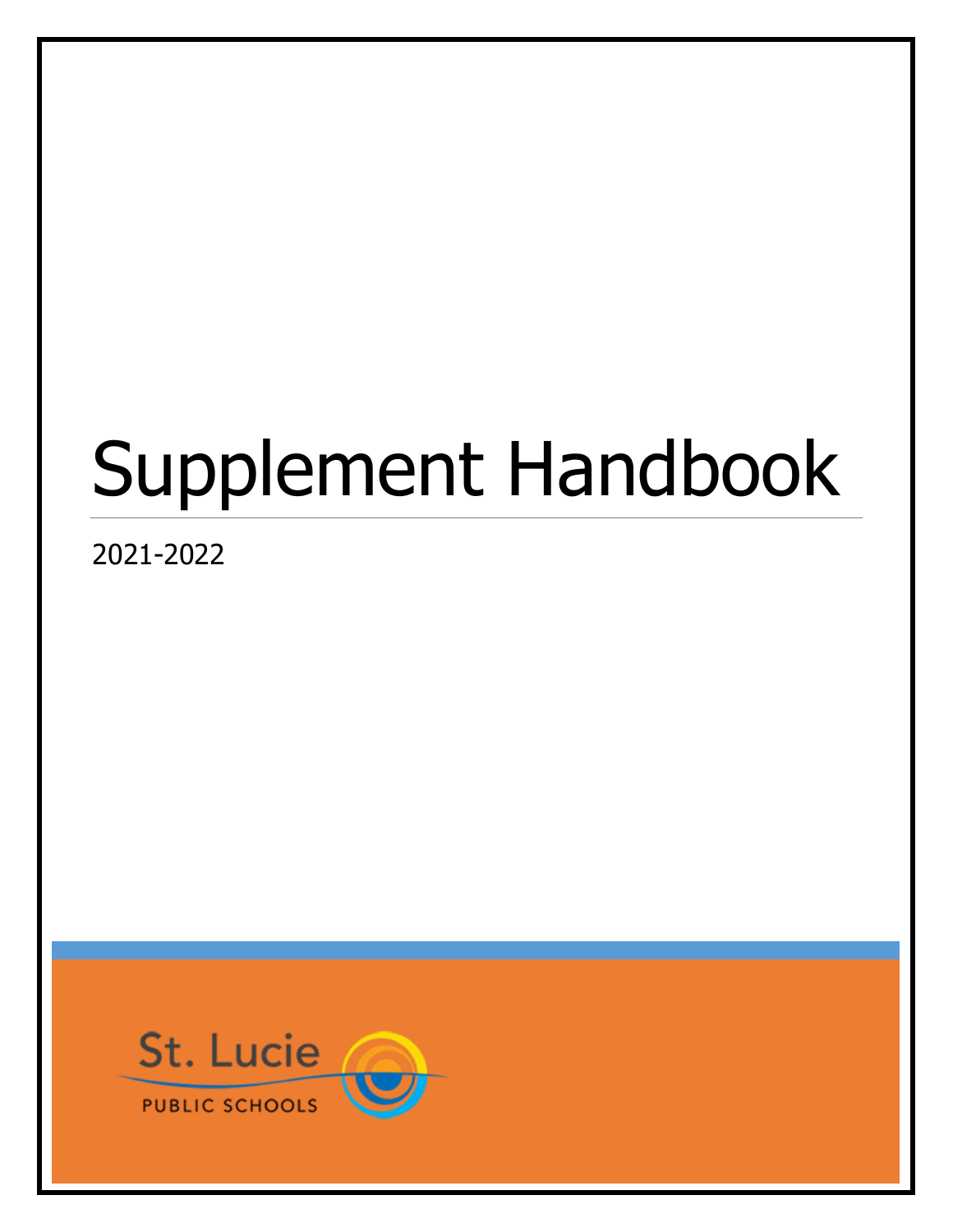# Supplement Handbook

2021-2022

St. Lucie

PUBLIC SCHOOLS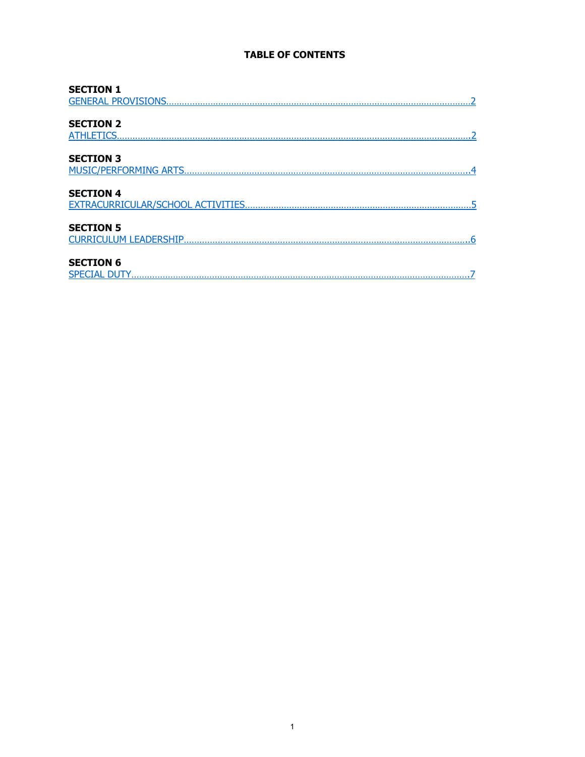# TABLE OF CONTENTS

**SECTION 1**
GENERAL PROVISIONS....................................................................................................................2

**SECTION 2**
ATHLETICS.....................................................................................................................................2

**SECTION 3**
MUSIC/PERFORMING ARTS..........................................................................................................4

**SECTION 4**
EXTRACURRICULAR/SCHOOL ACTIVITIES....................................................................................5

**SECTION 5**
CURRICULUM LEADERSHIP..........................................................................................................6

**SECTION 6**
SPECIAL DUTY..............................................................................................................................7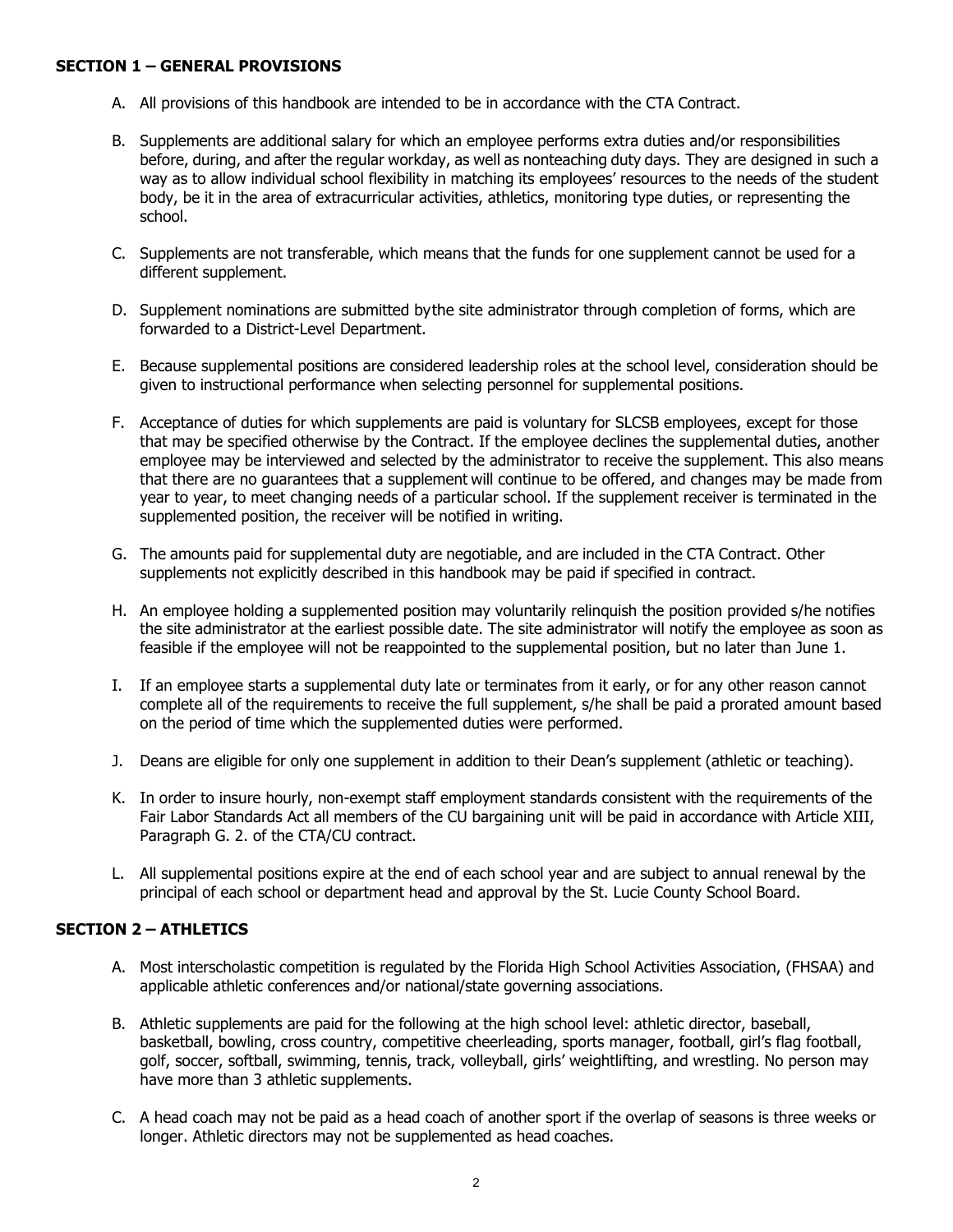## SECTION 1 – GENERAL PROVISIONS

A. All provisions of this handbook are intended to be in accordance with the CTA Contract.

B. Supplements are additional salary for which an employee performs extra duties and/or responsibilities before, during, and after the regular workday, as well as nonteaching duty days. They are designed in such a way as to allow individual school flexibility in matching its employees' resources to the needs of the student body, be it in the area of extracurricular activities, athletics, monitoring type duties, or representing the school.

C. Supplements are not transferable, which means that the funds for one supplement cannot be used for a different supplement.

D. Supplement nominations are submitted bythe site administrator through completion of forms, which are forwarded to a District-Level Department.

E. Because supplemental positions are considered leadership roles at the school level, consideration should be given to instructional performance when selecting personnel for supplemental positions.

F. Acceptance of duties for which supplements are paid is voluntary for SLCSB employees, except for those that may be specified otherwise by the Contract. If the employee declines the supplemental duties, another employee may be interviewed and selected by the administrator to receive the supplement. This also means that there are no guarantees that a supplement will continue to be offered, and changes may be made from year to year, to meet changing needs of a particular school. If the supplement receiver is terminated in the supplemented position, the receiver will be notified in writing.

G. The amounts paid for supplemental duty are negotiable, and are included in the CTA Contract. Other supplements not explicitly described in this handbook may be paid if specified in contract.

H. An employee holding a supplemented position may voluntarily relinquish the position provided s/he notifies the site administrator at the earliest possible date. The site administrator will notify the employee as soon as feasible if the employee will not be reappointed to the supplemental position, but no later than June 1.

I. If an employee starts a supplemental duty late or terminates from it early, or for any other reason cannot complete all of the requirements to receive the full supplement, s/he shall be paid a prorated amount based on the period of time which the supplemented duties were performed.

J. Deans are eligible for only one supplement in addition to their Dean's supplement (athletic or teaching).

K. In order to insure hourly, non-exempt staff employment standards consistent with the requirements of the Fair Labor Standards Act all members of the CU bargaining unit will be paid in accordance with Article XIII, Paragraph G. 2. of the CTA/CU contract.

L. All supplemental positions expire at the end of each school year and are subject to annual renewal by the principal of each school or department head and approval by the St. Lucie County School Board.

## SECTION 2 – ATHLETICS

A. Most interscholastic competition is regulated by the Florida High School Activities Association, (FHSAA) and applicable athletic conferences and/or national/state governing associations.

B. Athletic supplements are paid for the following at the high school level: athletic director, baseball, basketball, bowling, cross country, competitive cheerleading, sports manager, football, girl's flag football, golf, soccer, softball, swimming, tennis, track, volleyball, girls' weightlifting, and wrestling. No person may have more than 3 athletic supplements.

C. A head coach may not be paid as a head coach of another sport if the overlap of seasons is three weeks or longer. Athletic directors may not be supplemented as head coaches.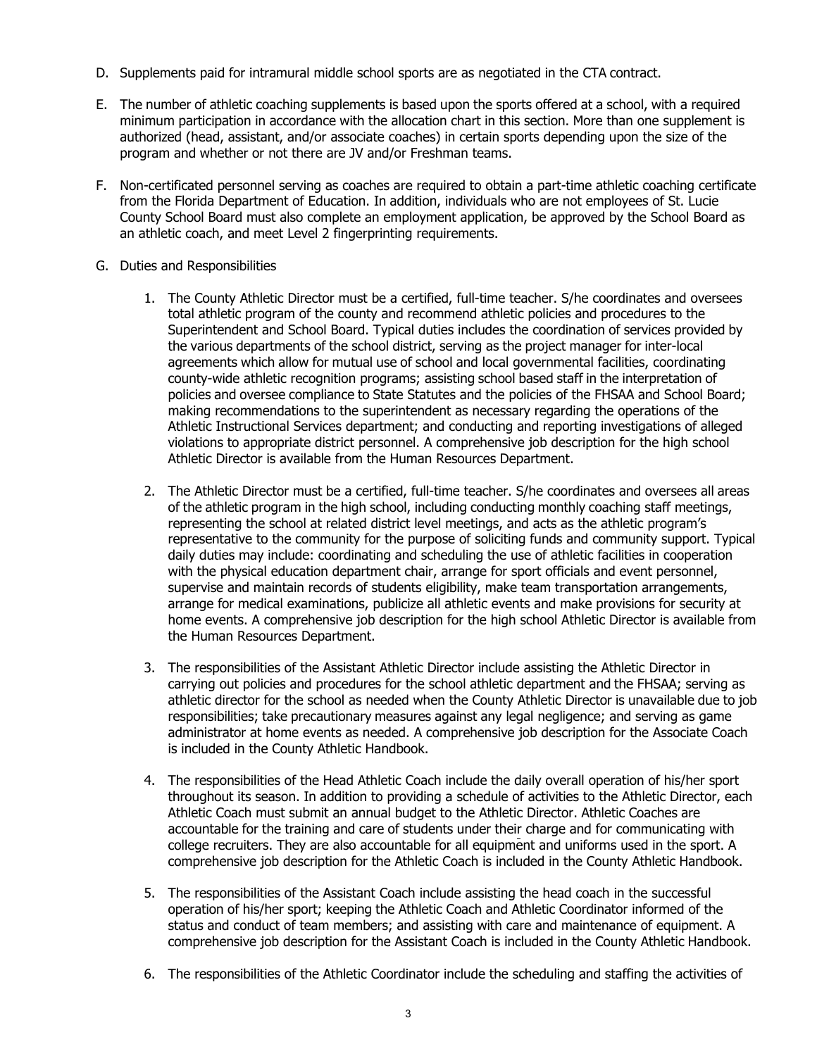D. Supplements paid for intramural middle school sports are as negotiated in the CTA contract.

E. The number of athletic coaching supplements is based upon the sports offered at a school, with a required minimum participation in accordance with the allocation chart in this section. More than one supplement is authorized (head, assistant, and/or associate coaches) in certain sports depending upon the size of the program and whether or not there are JV and/or Freshman teams.

F. Non-certificated personnel serving as coaches are required to obtain a part-time athletic coaching certificate from the Florida Department of Education. In addition, individuals who are not employees of St. Lucie County School Board must also complete an employment application, be approved by the School Board as an athletic coach, and meet Level 2 fingerprinting requirements.

G. Duties and Responsibilities

1. The County Athletic Director must be a certified, full-time teacher. S/he coordinates and oversees total athletic program of the county and recommend athletic policies and procedures to the Superintendent and School Board. Typical duties includes the coordination of services provided by the various departments of the school district, serving as the project manager for inter-local agreements which allow for mutual use of school and local governmental facilities, coordinating county-wide athletic recognition programs; assisting school based staff in the interpretation of policies and oversee compliance to State Statutes and the policies of the FHSAA and School Board; making recommendations to the superintendent as necessary regarding the operations of the Athletic Instructional Services department; and conducting and reporting investigations of alleged violations to appropriate district personnel. A comprehensive job description for the high school Athletic Director is available from the Human Resources Department.

2. The Athletic Director must be a certified, full-time teacher. S/he coordinates and oversees all areas of the athletic program in the high school, including conducting monthly coaching staff meetings, representing the school at related district level meetings, and acts as the athletic program's representative to the community for the purpose of soliciting funds and community support. Typical daily duties may include: coordinating and scheduling the use of athletic facilities in cooperation with the physical education department chair, arrange for sport officials and event personnel, supervise and maintain records of students eligibility, make team transportation arrangements, arrange for medical examinations, publicize all athletic events and make provisions for security at home events. A comprehensive job description for the high school Athletic Director is available from the Human Resources Department.

3. The responsibilities of the Assistant Athletic Director include assisting the Athletic Director in carrying out policies and procedures for the school athletic department and the FHSAA; serving as athletic director for the school as needed when the County Athletic Director is unavailable due to job responsibilities; take precautionary measures against any legal negligence; and serving as game administrator at home events as needed. A comprehensive job description for the Associate Coach is included in the County Athletic Handbook.

4. The responsibilities of the Head Athletic Coach include the daily overall operation of his/her sport throughout its season. In addition to providing a schedule of activities to the Athletic Director, each Athletic Coach must submit an annual budget to the Athletic Director. Athletic Coaches are accountable for the training and care of students under their charge and for communicating with college recruiters. They are also accountable for all equipment and uniforms used in the sport. A comprehensive job description for the Athletic Coach is included in the County Athletic Handbook.

5. The responsibilities of the Assistant Coach include assisting the head coach in the successful operation of his/her sport; keeping the Athletic Coach and Athletic Coordinator informed of the status and conduct of team members; and assisting with care and maintenance of equipment. A comprehensive job description for the Assistant Coach is included in the County Athletic Handbook.

6. The responsibilities of the Athletic Coordinator include the scheduling and staffing the activities of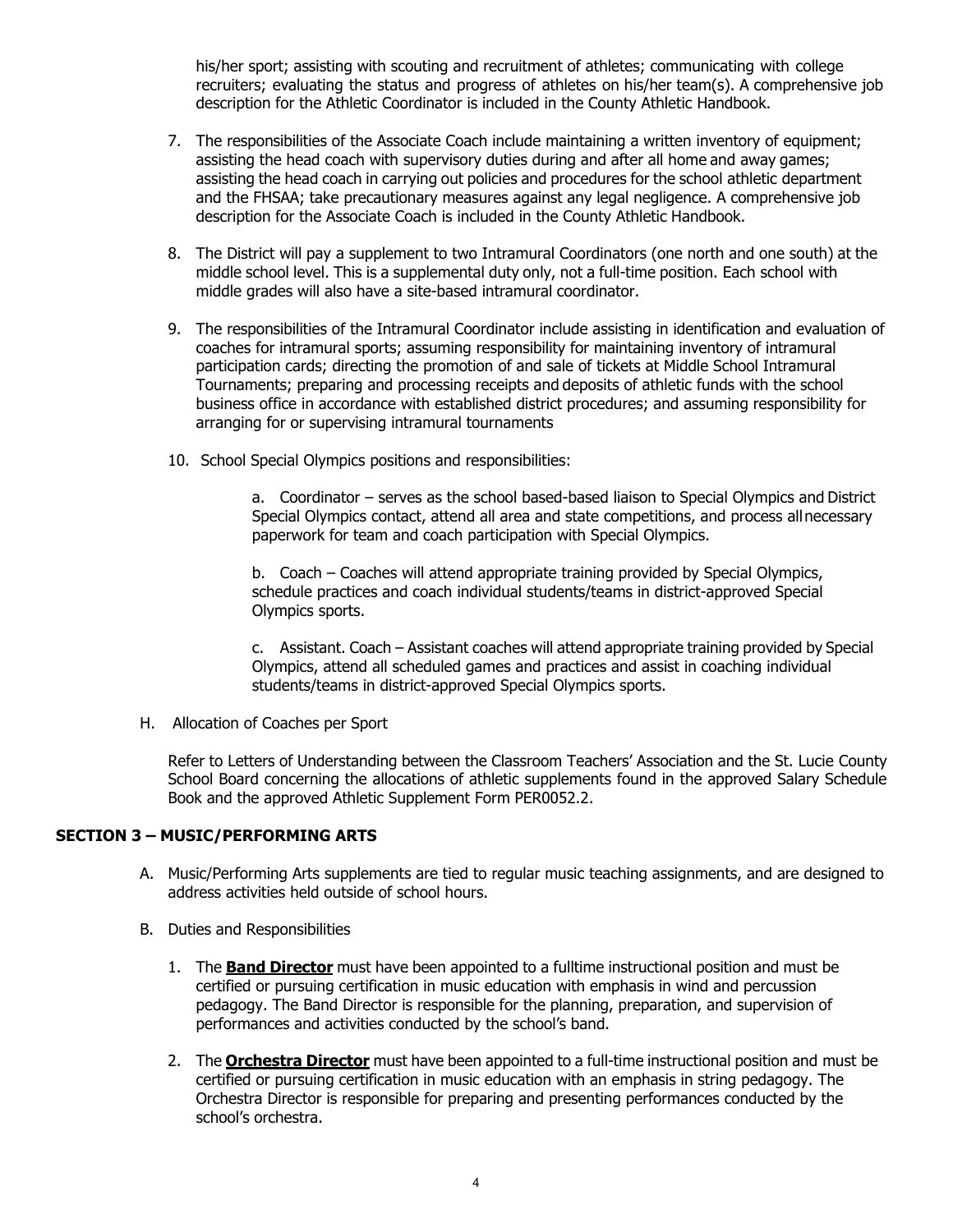his/her sport; assisting with scouting and recruitment of athletes; communicating with college recruiters; evaluating the status and progress of athletes on his/her team(s). A comprehensive job description for the Athletic Coordinator is included in the County Athletic Handbook.

7. The responsibilities of the Associate Coach include maintaining a written inventory of equipment; assisting the head coach with supervisory duties during and after all home and away games; assisting the head coach in carrying out policies and procedures for the school athletic department and the FHSAA; take precautionary measures against any legal negligence. A comprehensive job description for the Associate Coach is included in the County Athletic Handbook.

8. The District will pay a supplement to two Intramural Coordinators (one north and one south) at the middle school level. This is a supplemental duty only, not a full-time position. Each school with middle grades will also have a site-based intramural coordinator.

9. The responsibilities of the Intramural Coordinator include assisting in identification and evaluation of coaches for intramural sports; assuming responsibility for maintaining inventory of intramural participation cards; directing the promotion of and sale of tickets at Middle School Intramural Tournaments; preparing and processing receipts and deposits of athletic funds with the school business office in accordance with established district procedures; and assuming responsibility for arranging for or supervising intramural tournaments

10. School Special Olympics positions and responsibilities:

    a. Coordinator – serves as the school based-based liaison to Special Olympics and District Special Olympics contact, attend all area and state competitions, and process allnecessary paperwork for team and coach participation with Special Olympics.

    b. Coach – Coaches will attend appropriate training provided by Special Olympics, schedule practices and coach individual students/teams in district-approved Special Olympics sports.

    c. Assistant. Coach – Assistant coaches will attend appropriate training provided by Special Olympics, attend all scheduled games and practices and assist in coaching individual students/teams in district-approved Special Olympics sports.

H. Allocation of Coaches per Sport

Refer to Letters of Understanding between the Classroom Teachers' Association and the St. Lucie County School Board concerning the allocations of athletic supplements found in the approved Salary Schedule Book and the approved Athletic Supplement Form PER0052.2.

## SECTION 3 – MUSIC/PERFORMING ARTS

A. Music/Performing Arts supplements are tied to regular music teaching assignments, and are designed to address activities held outside of school hours.

B. Duties and Responsibilities

1. The **Band Director** must have been appointed to a fulltime instructional position and must be certified or pursuing certification in music education with emphasis in wind and percussion pedagogy. The Band Director is responsible for the planning, preparation, and supervision of performances and activities conducted by the school's band.

2. The **Orchestra Director** must have been appointed to a full-time instructional position and must be certified or pursuing certification in music education with an emphasis in string pedagogy. The Orchestra Director is responsible for preparing and presenting performances conducted by the school's orchestra.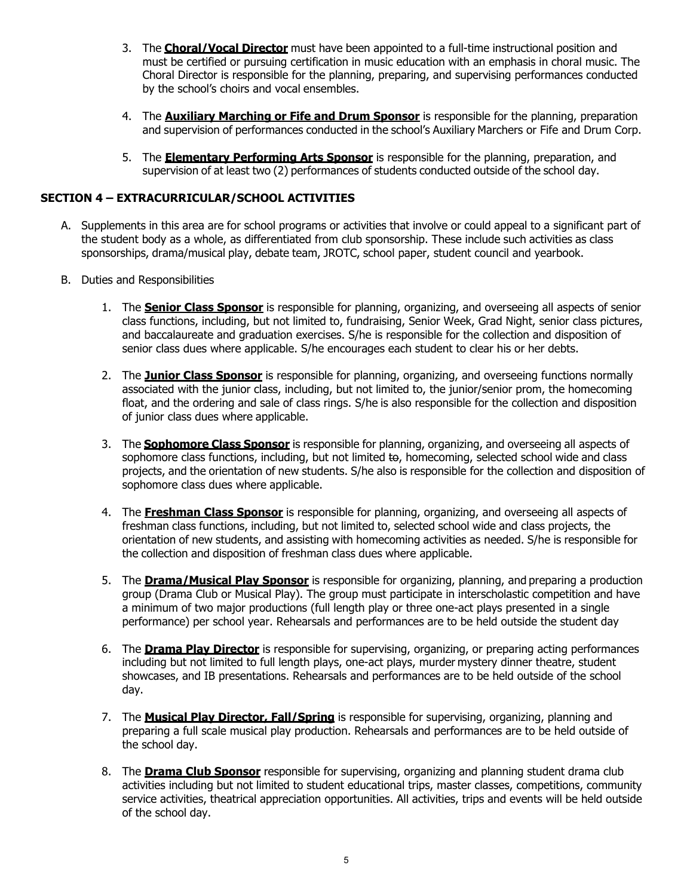3. The **Choral/Vocal Director** must have been appointed to a full-time instructional position and must be certified or pursuing certification in music education with an emphasis in choral music. The Choral Director is responsible for the planning, preparing, and supervising performances conducted by the school's choirs and vocal ensembles.

4. The **Auxiliary Marching or Fife and Drum Sponsor** is responsible for the planning, preparation and supervision of performances conducted in the school's Auxiliary Marchers or Fife and Drum Corp.

5. The **Elementary Performing Arts Sponsor** is responsible for the planning, preparation, and supervision of at least two (2) performances of students conducted outside of the school day.

## SECTION 4 – EXTRACURRICULAR/SCHOOL ACTIVITIES

A. Supplements in this area are for school programs or activities that involve or could appeal to a significant part of the student body as a whole, as differentiated from club sponsorship. These include such activities as class sponsorships, drama/musical play, debate team, JROTC, school paper, student council and yearbook.

B. Duties and Responsibilities

1. The **Senior Class Sponsor** is responsible for planning, organizing, and overseeing all aspects of senior class functions, including, but not limited to, fundraising, Senior Week, Grad Night, senior class pictures, and baccalaureate and graduation exercises. S/he is responsible for the collection and disposition of senior class dues where applicable. S/he encourages each student to clear his or her debts.

2. The **Junior Class Sponsor** is responsible for planning, organizing, and overseeing functions normally associated with the junior class, including, but not limited to, the junior/senior prom, the homecoming float, and the ordering and sale of class rings. S/he is also responsible for the collection and disposition of junior class dues where applicable.

3. The **Sophomore Class Sponsor** is responsible for planning, organizing, and overseeing all aspects of sophomore class functions, including, but not limited ~~to~~, homecoming, selected school wide and class projects, and the orientation of new students. S/he also is responsible for the collection and disposition of sophomore class dues where applicable.

4. The **Freshman Class Sponsor** is responsible for planning, organizing, and overseeing all aspects of freshman class functions, including, but not limited to, selected school wide and class projects, the orientation of new students, and assisting with homecoming activities as needed. S/he is responsible for the collection and disposition of freshman class dues where applicable.

5. The **Drama/Musical Play Sponsor** is responsible for organizing, planning, and preparing a production group (Drama Club or Musical Play). The group must participate in interscholastic competition and have a minimum of two major productions (full length play or three one-act plays presented in a single performance) per school year. Rehearsals and performances are to be held outside the student day

6. The **Drama Play Director** is responsible for supervising, organizing, or preparing acting performances including but not limited to full length plays, one-act plays, murder mystery dinner theatre, student showcases, and IB presentations. Rehearsals and performances are to be held outside of the school day.

7. The **Musical Play Director, Fall/Spring** is responsible for supervising, organizing, planning and preparing a full scale musical play production. Rehearsals and performances are to be held outside of the school day.

8. The **Drama Club Sponsor** responsible for supervising, organizing and planning student drama club activities including but not limited to student educational trips, master classes, competitions, community service activities, theatrical appreciation opportunities. All activities, trips and events will be held outside of the school day.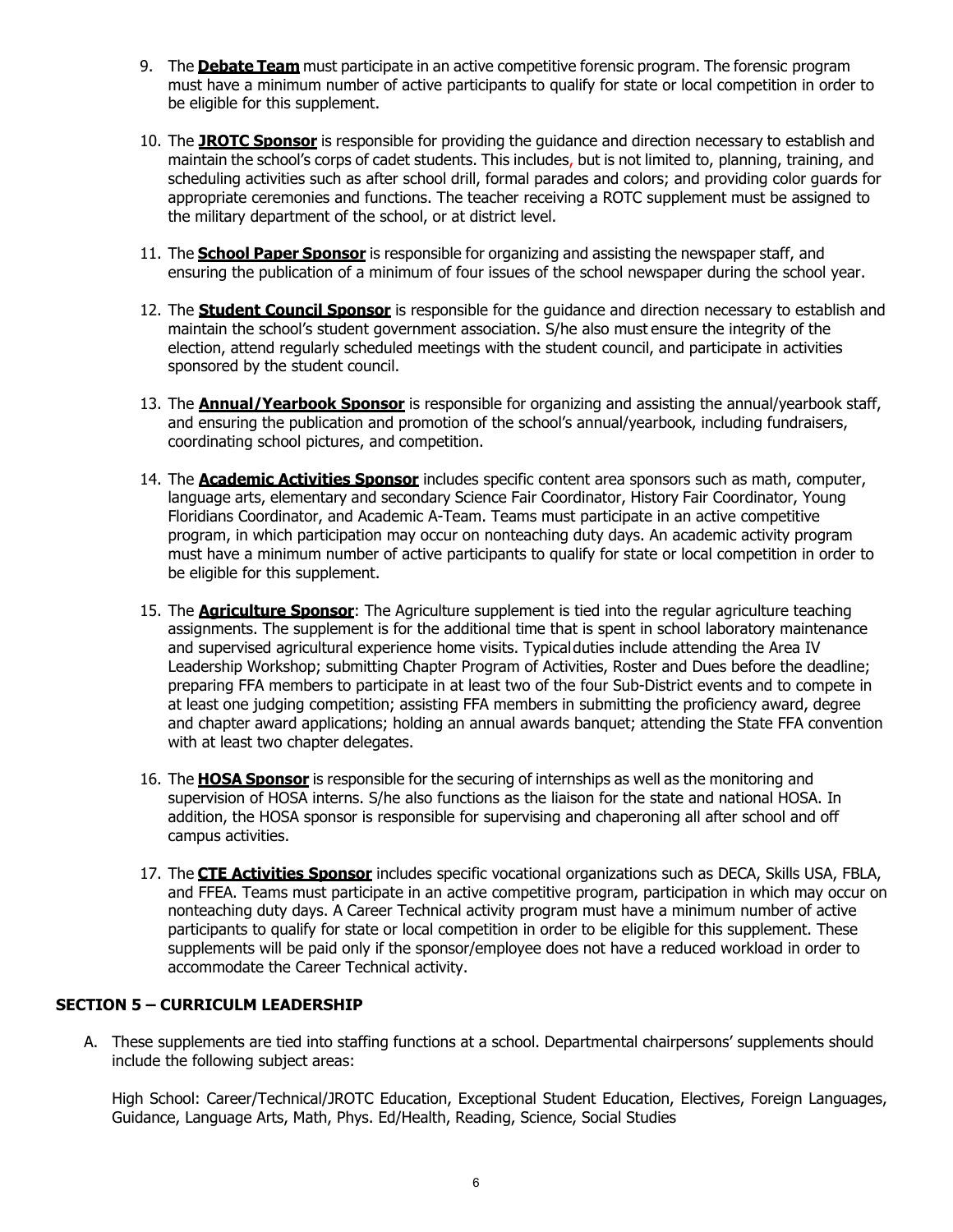9. The **Debate Team** must participate in an active competitive forensic program. The forensic program must have a minimum number of active participants to qualify for state or local competition in order to be eligible for this supplement.

10. The **JROTC Sponsor** is responsible for providing the guidance and direction necessary to establish and maintain the school's corps of cadet students. This includes, but is not limited to, planning, training, and scheduling activities such as after school drill, formal parades and colors; and providing color guards for appropriate ceremonies and functions. The teacher receiving a ROTC supplement must be assigned to the military department of the school, or at district level.

11. The **School Paper Sponsor** is responsible for organizing and assisting the newspaper staff, and ensuring the publication of a minimum of four issues of the school newspaper during the school year.

12. The **Student Council Sponsor** is responsible for the guidance and direction necessary to establish and maintain the school's student government association. S/he also must ensure the integrity of the election, attend regularly scheduled meetings with the student council, and participate in activities sponsored by the student council.

13. The **Annual/Yearbook Sponsor** is responsible for organizing and assisting the annual/yearbook staff, and ensuring the publication and promotion of the school's annual/yearbook, including fundraisers, coordinating school pictures, and competition.

14. The **Academic Activities Sponsor** includes specific content area sponsors such as math, computer, language arts, elementary and secondary Science Fair Coordinator, History Fair Coordinator, Young Floridians Coordinator, and Academic A-Team. Teams must participate in an active competitive program, in which participation may occur on nonteaching duty days. An academic activity program must have a minimum number of active participants to qualify for state or local competition in order to be eligible for this supplement.

15. The **Agriculture Sponsor**: The Agriculture supplement is tied into the regular agriculture teaching assignments. The supplement is for the additional time that is spent in school laboratory maintenance and supervised agricultural experience home visits. Typical duties include attending the Area IV Leadership Workshop; submitting Chapter Program of Activities, Roster and Dues before the deadline; preparing FFA members to participate in at least two of the four Sub-District events and to compete in at least one judging competition; assisting FFA members in submitting the proficiency award, degree and chapter award applications; holding an annual awards banquet; attending the State FFA convention with at least two chapter delegates.

16. The **HOSA Sponsor** is responsible for the securing of internships as well as the monitoring and supervision of HOSA interns. S/he also functions as the liaison for the state and national HOSA. In addition, the HOSA sponsor is responsible for supervising and chaperoning all after school and off campus activities.

17. The **CTE Activities Sponsor** includes specific vocational organizations such as DECA, Skills USA, FBLA, and FFEA. Teams must participate in an active competitive program, participation in which may occur on nonteaching duty days. A Career Technical activity program must have a minimum number of active participants to qualify for state or local competition in order to be eligible for this supplement. These supplements will be paid only if the sponsor/employee does not have a reduced workload in order to accommodate the Career Technical activity.

## SECTION 5 – CURRICULM LEADERSHIP

A. These supplements are tied into staffing functions at a school. Departmental chairpersons' supplements should include the following subject areas:

   High School: Career/Technical/JROTC Education, Exceptional Student Education, Electives, Foreign Languages, Guidance, Language Arts, Math, Phys. Ed/Health, Reading, Science, Social Studies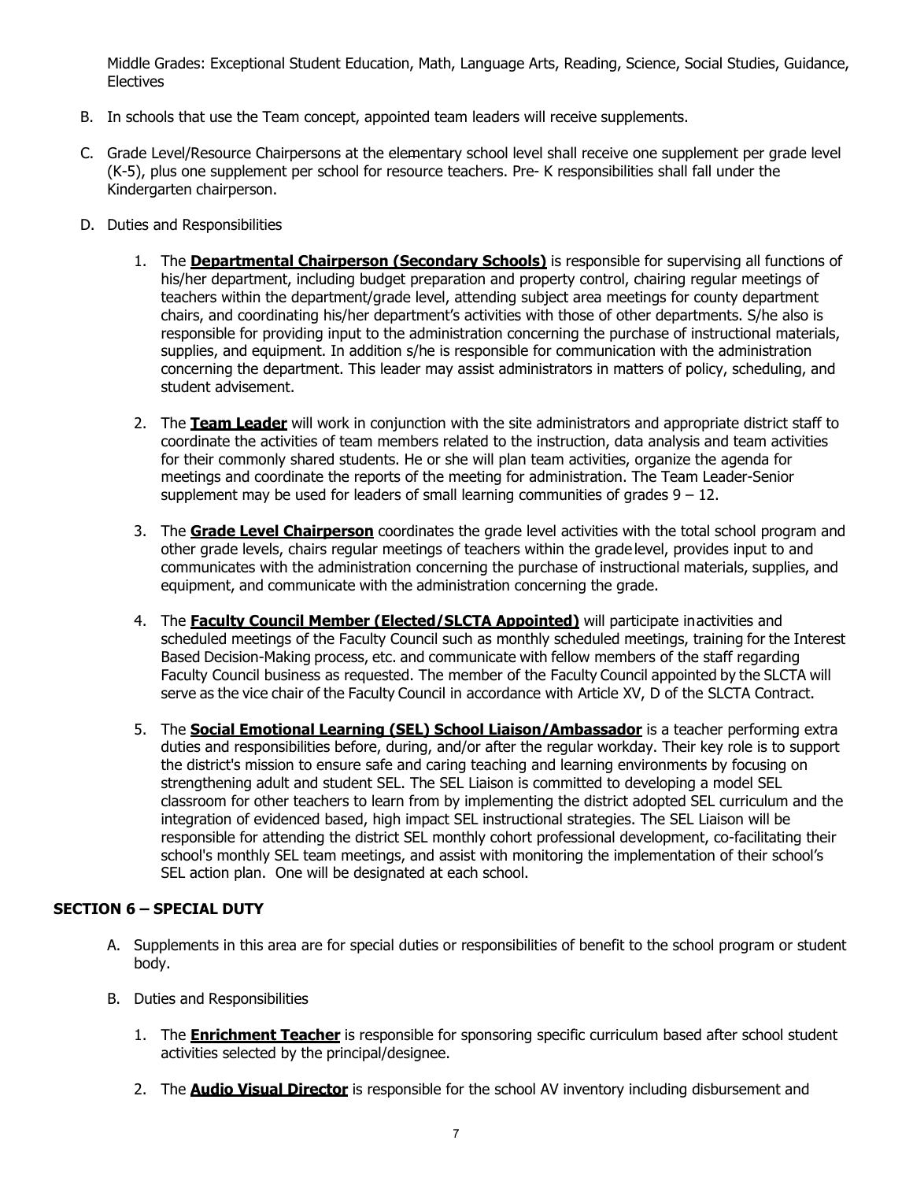Middle Grades: Exceptional Student Education, Math, Language Arts, Reading, Science, Social Studies, Guidance, Electives

B. In schools that use the Team concept, appointed team leaders will receive supplements.

C. Grade Level/Resource Chairpersons at the elementary school level shall receive one supplement per grade level (K-5), plus one supplement per school for resource teachers. Pre- K responsibilities shall fall under the Kindergarten chairperson.

D. Duties and Responsibilities

1. The **Departmental Chairperson (Secondary Schools)** is responsible for supervising all functions of his/her department, including budget preparation and property control, chairing regular meetings of teachers within the department/grade level, attending subject area meetings for county department chairs, and coordinating his/her department's activities with those of other departments. S/he also is responsible for providing input to the administration concerning the purchase of instructional materials, supplies, and equipment. In addition s/he is responsible for communication with the administration concerning the department. This leader may assist administrators in matters of policy, scheduling, and student advisement.

2. The **Team Leader** will work in conjunction with the site administrators and appropriate district staff to coordinate the activities of team members related to the instruction, data analysis and team activities for their commonly shared students. He or she will plan team activities, organize the agenda for meetings and coordinate the reports of the meeting for administration. The Team Leader-Senior supplement may be used for leaders of small learning communities of grades 9 – 12.

3. The **Grade Level Chairperson** coordinates the grade level activities with the total school program and other grade levels, chairs regular meetings of teachers within the grade level, provides input to and communicates with the administration concerning the purchase of instructional materials, supplies, and equipment, and communicate with the administration concerning the grade.

4. The **Faculty Council Member (Elected/SLCTA Appointed)** will participate in activities and scheduled meetings of the Faculty Council such as monthly scheduled meetings, training for the Interest Based Decision-Making process, etc. and communicate with fellow members of the staff regarding Faculty Council business as requested. The member of the Faculty Council appointed by the SLCTA will serve as the vice chair of the Faculty Council in accordance with Article XV, D of the SLCTA Contract.

5. The **Social Emotional Learning (SEL) School Liaison/Ambassador** is a teacher performing extra duties and responsibilities before, during, and/or after the regular workday. Their key role is to support the district's mission to ensure safe and caring teaching and learning environments by focusing on strengthening adult and student SEL. The SEL Liaison is committed to developing a model SEL classroom for other teachers to learn from by implementing the district adopted SEL curriculum and the integration of evidenced based, high impact SEL instructional strategies. The SEL Liaison will be responsible for attending the district SEL monthly cohort professional development, co-facilitating their school's monthly SEL team meetings, and assist with monitoring the implementation of their school's SEL action plan. One will be designated at each school.

## SECTION 6 – SPECIAL DUTY

A. Supplements in this area are for special duties or responsibilities of benefit to the school program or student body.

B. Duties and Responsibilities

1. The **Enrichment Teacher** is responsible for sponsoring specific curriculum based after school student activities selected by the principal/designee.

2. The **Audio Visual Director** is responsible for the school AV inventory including disbursement and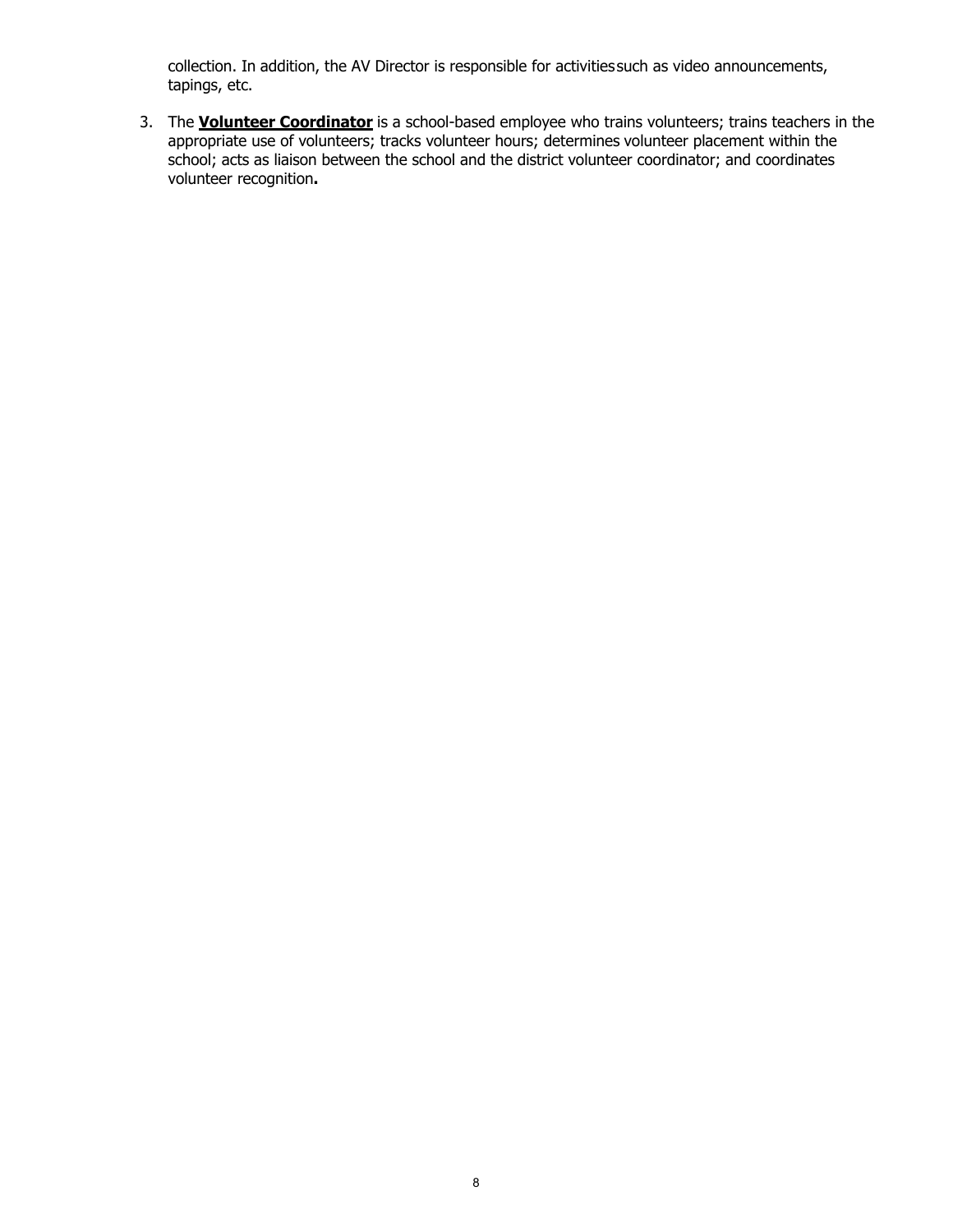collection. In addition, the AV Director is responsible for activities such as video announcements, tapings, etc.

3. The **Volunteer Coordinator** is a school-based employee who trains volunteers; trains teachers in the appropriate use of volunteers; tracks volunteer hours; determines volunteer placement within the school; acts as liaison between the school and the district volunteer coordinator; and coordinates volunteer recognition**.**